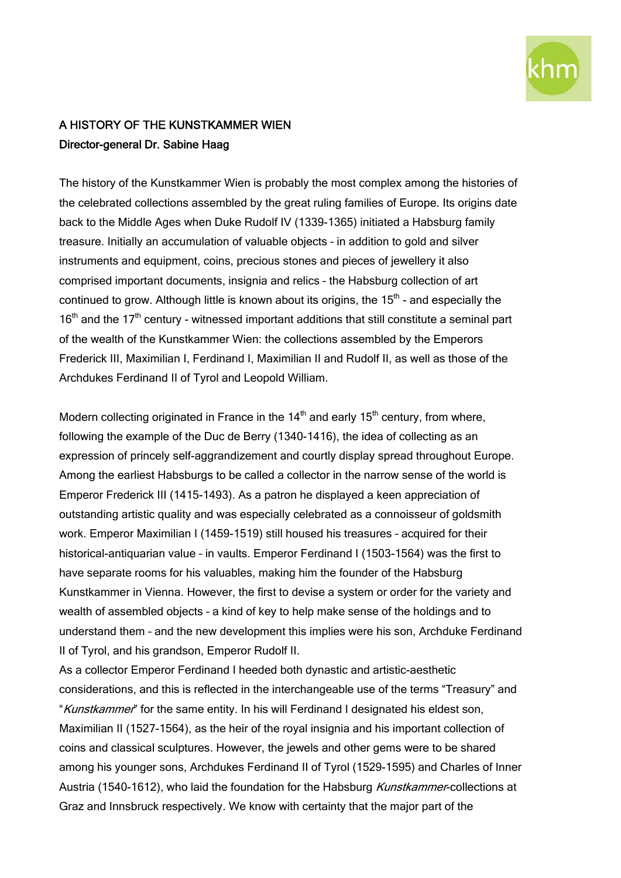# A HISTORY OF THE KUNSTKAMMER WIEN

**Director-general Dr. Sabine Haag**

The history of the Kunstkammer Wien is probably the most complex among the histories of the celebrated collections assembled by the great ruling families of Europe. Its origins date back to the Middle Ages when Duke Rudolf IV (1339-1365) initiated a Habsburg family treasure. Initially an accumulation of valuable objects – in addition to gold and silver instruments and equipment, coins, precious stones and pieces of jewellery it also comprised important documents, insignia and relics – the Habsburg collection of art continued to grow. Although little is known about its origins, the 15th - and especially the 16th and the 17th century - witnessed important additions that still constitute a seminal part of the wealth of the Kunstkammer Wien: the collections assembled by the Emperors Frederick III, Maximilian I, Ferdinand I, Maximilian II and Rudolf II, as well as those of the Archdukes Ferdinand II of Tyrol and Leopold William.

Modern collecting originated in France in the 14th and early 15th century, from where, following the example of the Duc de Berry (1340-1416), the idea of collecting as an expression of princely self-aggrandizement and courtly display spread throughout Europe. Among the earliest Habsburgs to be called a collector in the narrow sense of the world is Emperor Frederick III (1415-1493). As a patron he displayed a keen appreciation of outstanding artistic quality and was especially celebrated as a connoisseur of goldsmith work. Emperor Maximilian I (1459-1519) still housed his treasures – acquired for their historical-antiquarian value – in vaults. Emperor Ferdinand I (1503-1564) was the first to have separate rooms for his valuables, making him the founder of the Habsburg Kunstkammer in Vienna. However, the first to devise a system or order for the variety and wealth of assembled objects – a kind of key to help make sense of the holdings and to understand them – and the new development this implies were his son, Archduke Ferdinand II of Tyrol, and his grandson, Emperor Rudolf II.

As a collector Emperor Ferdinand I heeded both dynastic and artistic-aesthetic considerations, and this is reflected in the interchangeable use of the terms "Treasury" and "*Kunstkammer*" for the same entity. In his will Ferdinand I designated his eldest son, Maximilian II (1527-1564), as the heir of the royal insignia and his important collection of coins and classical sculptures. However, the jewels and other gems were to be shared among his younger sons, Archdukes Ferdinand II of Tyrol (1529-1595) and Charles of Inner Austria (1540-1612), who laid the foundation for the Habsburg *Kunstkammer*-collections at Graz and Innsbruck respectively. We know with certainty that the major part of the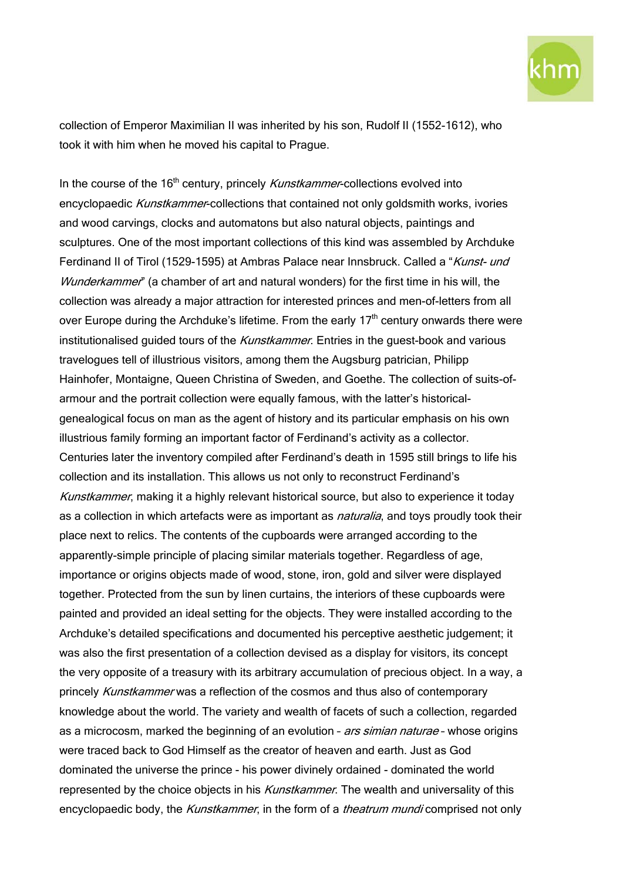collection of Emperor Maximilian II was inherited by his son, Rudolf II (1552-1612), who took it with him when he moved his capital to Prague.

In the course of the 16th century, princely *Kunstkammer*-collections evolved into encyclopaedic *Kunstkammer*-collections that contained not only goldsmith works, ivories and wood carvings, clocks and automatons but also natural objects, paintings and sculptures. One of the most important collections of this kind was assembled by Archduke Ferdinand II of Tirol (1529-1595) at Ambras Palace near Innsbruck. Called a "*Kunst- und Wunderkammer*" (a chamber of art and natural wonders) for the first time in his will, the collection was already a major attraction for interested princes and men-of-letters from all over Europe during the Archduke's lifetime. From the early 17th century onwards there were institutionalised guided tours of the *Kunstkammer*. Entries in the guest-book and various travelogues tell of illustrious visitors, among them the Augsburg patrician, Philipp Hainhofer, Montaigne, Queen Christina of Sweden, and Goethe. The collection of suits-of-armour and the portrait collection were equally famous, with the latter's historical-genealogical focus on man as the agent of history and its particular emphasis on his own illustrious family forming an important factor of Ferdinand's activity as a collector. Centuries later the inventory compiled after Ferdinand's death in 1595 still brings to life his collection and its installation. This allows us not only to reconstruct Ferdinand's *Kunstkammer*, making it a highly relevant historical source, but also to experience it today as a collection in which artefacts were as important as *naturalia*, and toys proudly took their place next to relics. The contents of the cupboards were arranged according to the apparently-simple principle of placing similar materials together. Regardless of age, importance or origins objects made of wood, stone, iron, gold and silver were displayed together. Protected from the sun by linen curtains, the interiors of these cupboards were painted and provided an ideal setting for the objects. They were installed according to the Archduke's detailed specifications and documented his perceptive aesthetic judgement; it was also the first presentation of a collection devised as a display for visitors, its concept the very opposite of a treasury with its arbitrary accumulation of precious object. In a way, a princely *Kunstkammer* was a reflection of the cosmos and thus also of contemporary knowledge about the world. The variety and wealth of facets of such a collection, regarded as a microcosm, marked the beginning of an evolution – *ars simian naturae* – whose origins were traced back to God Himself as the creator of heaven and earth. Just as God dominated the universe the prince - his power divinely ordained - dominated the world represented by the choice objects in his *Kunstkammer*. The wealth and universality of this encyclopaedic body, the *Kunstkammer*, in the form of a *theatrum mundi* comprised not only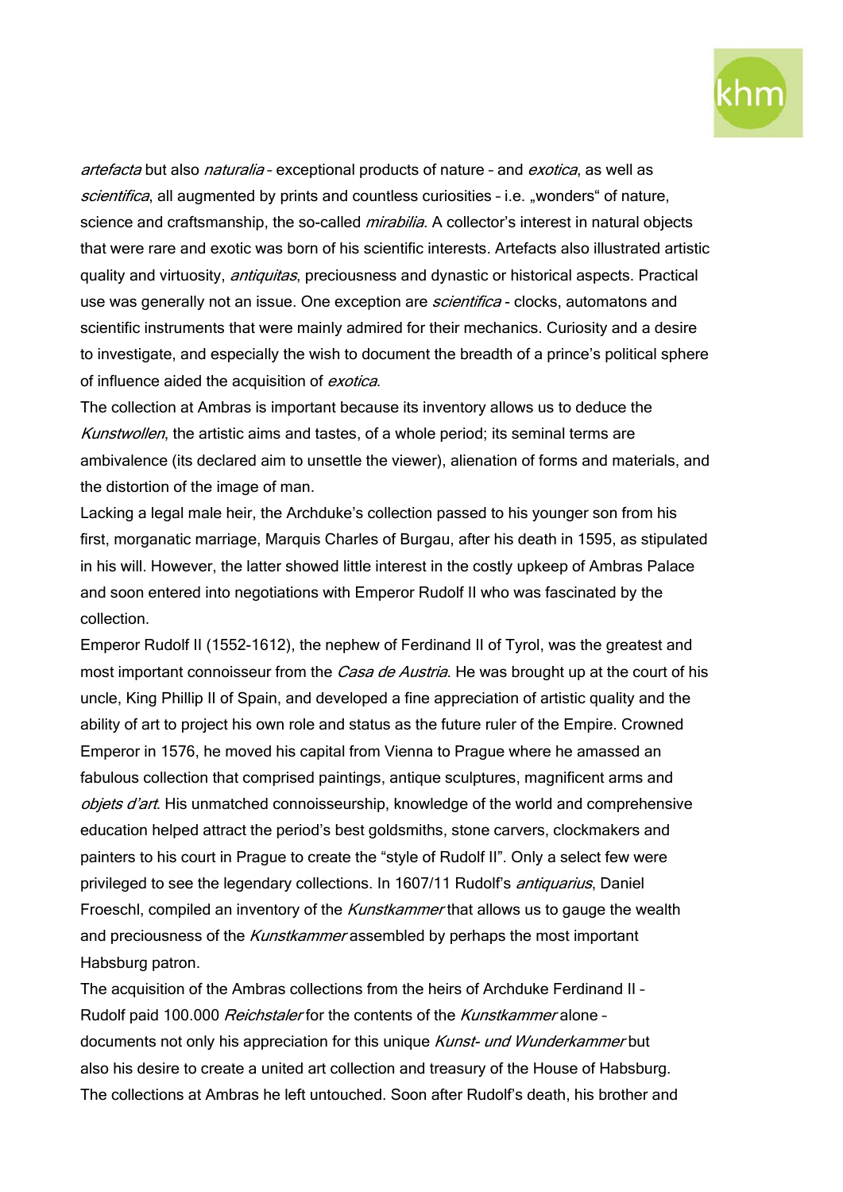*artefacta* but also *naturalia* – exceptional products of nature – and *exotica*, as well as *scientifica*, all augmented by prints and countless curiosities – i.e. „wonders" of nature, science and craftsmanship, the so-called *mirabilia*. A collector's interest in natural objects that were rare and exotic was born of his scientific interests. Artefacts also illustrated artistic quality and virtuosity, *antiquitas*, preciousness and dynastic or historical aspects. Practical use was generally not an issue. One exception are *scientifica* - clocks, automatons and scientific instruments that were mainly admired for their mechanics. Curiosity and a desire to investigate, and especially the wish to document the breadth of a prince's political sphere of influence aided the acquisition of *exotica*.

The collection at Ambras is important because its inventory allows us to deduce the *Kunstwollen*, the artistic aims and tastes, of a whole period; its seminal terms are ambivalence (its declared aim to unsettle the viewer), alienation of forms and materials, and the distortion of the image of man.

Lacking a legal male heir, the Archduke's collection passed to his younger son from his first, morganatic marriage, Marquis Charles of Burgau, after his death in 1595, as stipulated in his will. However, the latter showed little interest in the costly upkeep of Ambras Palace and soon entered into negotiations with Emperor Rudolf II who was fascinated by the collection.

Emperor Rudolf II (1552-1612), the nephew of Ferdinand II of Tyrol, was the greatest and most important connoisseur from the *Casa de Austria*. He was brought up at the court of his uncle, King Phillip II of Spain, and developed a fine appreciation of artistic quality and the ability of art to project his own role and status as the future ruler of the Empire. Crowned Emperor in 1576, he moved his capital from Vienna to Prague where he amassed an fabulous collection that comprised paintings, antique sculptures, magnificent arms and *objets d'art*. His unmatched connoisseurship, knowledge of the world and comprehensive education helped attract the period's best goldsmiths, stone carvers, clockmakers and painters to his court in Prague to create the "style of Rudolf II". Only a select few were privileged to see the legendary collections. In 1607/11 Rudolf's *antiquarius*, Daniel Froeschl, compiled an inventory of the *Kunstkammer* that allows us to gauge the wealth and preciousness of the *Kunstkammer* assembled by perhaps the most important Habsburg patron.

The acquisition of the Ambras collections from the heirs of Archduke Ferdinand II – Rudolf paid 100.000 *Reichstaler* for the contents of the *Kunstkammer* alone – documents not only his appreciation for this unique *Kunst- und Wunderkammer* but also his desire to create a united art collection and treasury of the House of Habsburg. The collections at Ambras he left untouched. Soon after Rudolf's death, his brother and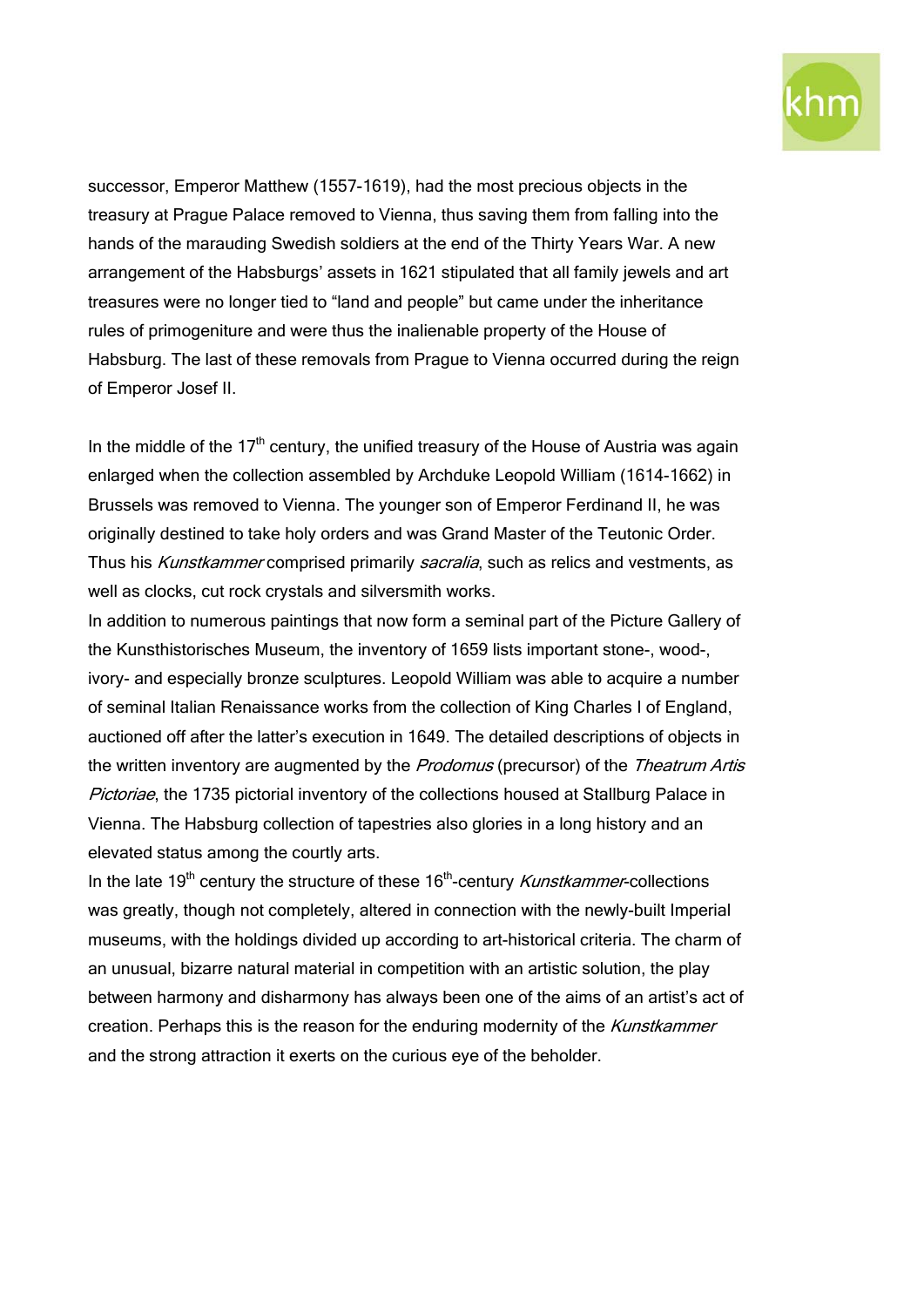successor, Emperor Matthew (1557-1619), had the most precious objects in the treasury at Prague Palace removed to Vienna, thus saving them from falling into the hands of the marauding Swedish soldiers at the end of the Thirty Years War. A new arrangement of the Habsburgs' assets in 1621 stipulated that all family jewels and art treasures were no longer tied to "land and people" but came under the inheritance rules of primogeniture and were thus the inalienable property of the House of Habsburg. The last of these removals from Prague to Vienna occurred during the reign of Emperor Josef II.

In the middle of the 17th century, the unified treasury of the House of Austria was again enlarged when the collection assembled by Archduke Leopold William (1614-1662) in Brussels was removed to Vienna. The younger son of Emperor Ferdinand II, he was originally destined to take holy orders and was Grand Master of the Teutonic Order. Thus his *Kunstkammer* comprised primarily *sacralia*, such as relics and vestments, as well as clocks, cut rock crystals and silversmith works.

In addition to numerous paintings that now form a seminal part of the Picture Gallery of the Kunsthistorisches Museum, the inventory of 1659 lists important stone-, wood-, ivory- and especially bronze sculptures. Leopold William was able to acquire a number of seminal Italian Renaissance works from the collection of King Charles I of England, auctioned off after the latter's execution in 1649. The detailed descriptions of objects in the written inventory are augmented by the *Prodomus* (precursor) of the *Theatrum Artis Pictoriae*, the 1735 pictorial inventory of the collections housed at Stallburg Palace in Vienna. The Habsburg collection of tapestries also glories in a long history and an elevated status among the courtly arts.

In the late 19th century the structure of these 16th-century *Kunstkammer*-collections was greatly, though not completely, altered in connection with the newly-built Imperial museums, with the holdings divided up according to art-historical criteria. The charm of an unusual, bizarre natural material in competition with an artistic solution, the play between harmony and disharmony has always been one of the aims of an artist's act of creation. Perhaps this is the reason for the enduring modernity of the *Kunstkammer* and the strong attraction it exerts on the curious eye of the beholder.